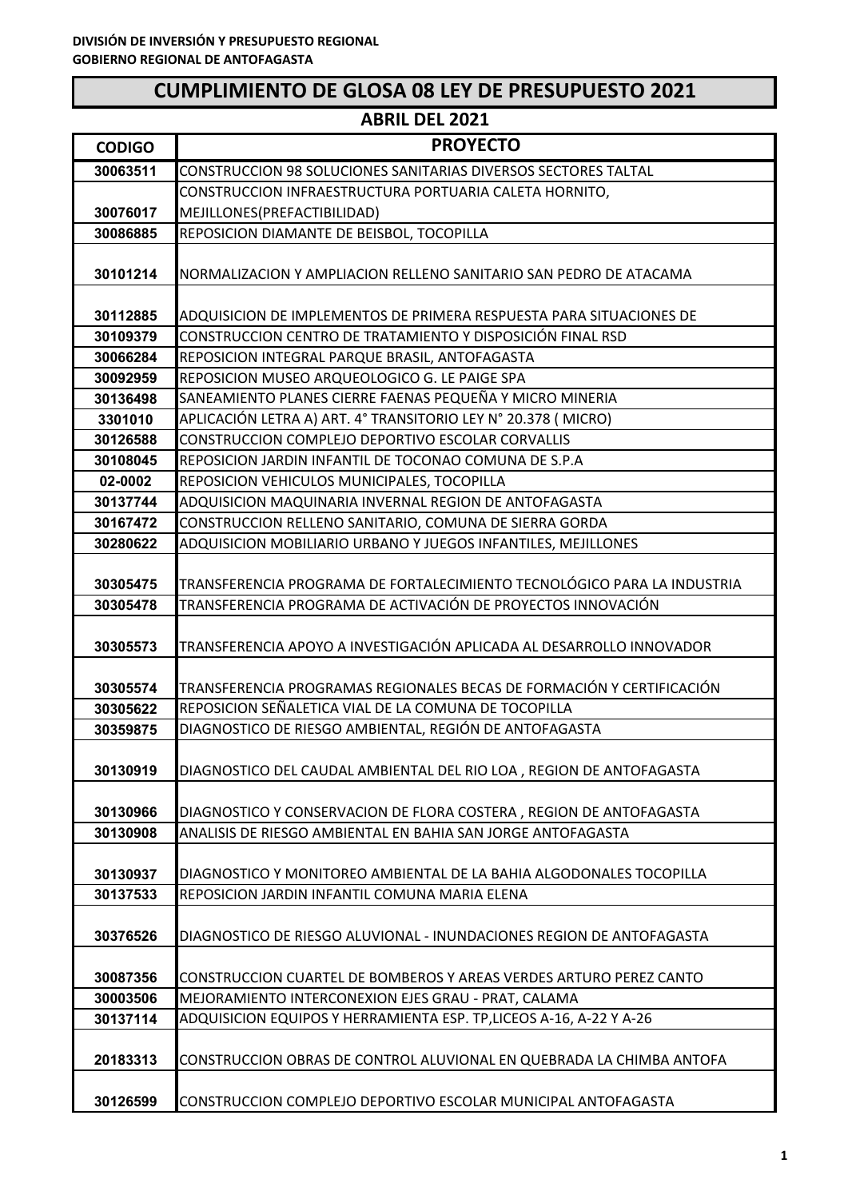**DIVISIÓN DE INVERSIÓN Y PRESUPUESTO REGIONAL**
**GOBIERNO REGIONAL DE ANTOFAGASTA**

# CUMPLIMIENTO DE GLOSA 08 LEY DE PRESUPUESTO 2021

## ABRIL DEL 2021

| CODIGO | PROYECTO |
|---|---|
| 30063511 | CONSTRUCCION 98 SOLUCIONES SANITARIAS DIVERSOS SECTORES TALTAL |
| 30076017 | CONSTRUCCION INFRAESTRUCTURA PORTUARIA CALETA HORNITO, MEJILLONES(PREFACTIBILIDAD) |
| 30086885 | REPOSICION DIAMANTE DE BEISBOL, TOCOPILLA |
| 30101214 | NORMALIZACION Y AMPLIACION RELLENO SANITARIO SAN PEDRO DE ATACAMA |
| 30112885 | ADQUISICION DE IMPLEMENTOS DE PRIMERA RESPUESTA PARA SITUACIONES DE |
| 30109379 | CONSTRUCCION CENTRO DE TRATAMIENTO Y DISPOSICIÓN FINAL RSD |
| 30066284 | REPOSICION INTEGRAL PARQUE BRASIL, ANTOFAGASTA |
| 30092959 | REPOSICION MUSEO ARQUEOLOGICO G. LE PAIGE SPA |
| 30136498 | SANEAMIENTO PLANES CIERRE FAENAS PEQUEÑA Y MICRO MINERIA |
| 3301010 | APLICACIÓN LETRA A) ART. 4° TRANSITORIO LEY N° 20.378 ( MICRO) |
| 30126588 | CONSTRUCCION COMPLEJO DEPORTIVO ESCOLAR CORVALLIS |
| 30108045 | REPOSICION JARDIN INFANTIL DE TOCONAO COMUNA DE S.P.A |
| 02-0002 | REPOSICION VEHICULOS MUNICIPALES, TOCOPILLA |
| 30137744 | ADQUISICION MAQUINARIA INVERNAL REGION DE ANTOFAGASTA |
| 30167472 | CONSTRUCCION RELLENO SANITARIO, COMUNA DE SIERRA GORDA |
| 30280622 | ADQUISICION MOBILIARIO URBANO Y JUEGOS INFANTILES, MEJILLONES |
| 30305475 | TRANSFERENCIA PROGRAMA DE FORTALECIMIENTO TECNOLÓGICO PARA LA INDUSTRIA |
| 30305478 | TRANSFERENCIA PROGRAMA DE ACTIVACIÓN DE PROYECTOS INNOVACIÓN |
| 30305573 | TRANSFERENCIA APOYO A INVESTIGACIÓN APLICADA AL DESARROLLO INNOVADOR |
| 30305574 | TRANSFERENCIA PROGRAMAS REGIONALES BECAS DE FORMACIÓN Y CERTIFICACIÓN |
| 30305622 | REPOSICION SEÑALETICA VIAL DE LA COMUNA DE TOCOPILLA |
| 30359875 | DIAGNOSTICO DE RIESGO AMBIENTAL, REGIÓN DE ANTOFAGASTA |
| 30130919 | DIAGNOSTICO DEL CAUDAL AMBIENTAL DEL RIO LOA , REGION DE ANTOFAGASTA |
| 30130966 | DIAGNOSTICO Y CONSERVACION DE FLORA COSTERA , REGION DE ANTOFAGASTA |
| 30130908 | ANALISIS DE RIESGO AMBIENTAL EN BAHIA SAN JORGE ANTOFAGASTA |
| 30130937 | DIAGNOSTICO Y MONITOREO AMBIENTAL DE LA BAHIA ALGODONALES TOCOPILLA |
| 30137533 | REPOSICION JARDIN INFANTIL COMUNA MARIA ELENA |
| 30376526 | DIAGNOSTICO DE RIESGO ALUVIONAL - INUNDACIONES REGION DE ANTOFAGASTA |
| 30087356 | CONSTRUCCION CUARTEL DE BOMBEROS Y AREAS VERDES ARTURO PEREZ CANTO |
| 30003506 | MEJORAMIENTO INTERCONEXION EJES GRAU - PRAT, CALAMA |
| 30137114 | ADQUISICION EQUIPOS Y HERRAMIENTA ESP. TP,LICEOS A-16, A-22 Y A-26 |
| 20183313 | CONSTRUCCION OBRAS DE CONTROL ALUVIONAL EN QUEBRADA LA CHIMBA ANTOFA |
| 30126599 | CONSTRUCCION COMPLEJO DEPORTIVO ESCOLAR MUNICIPAL ANTOFAGASTA |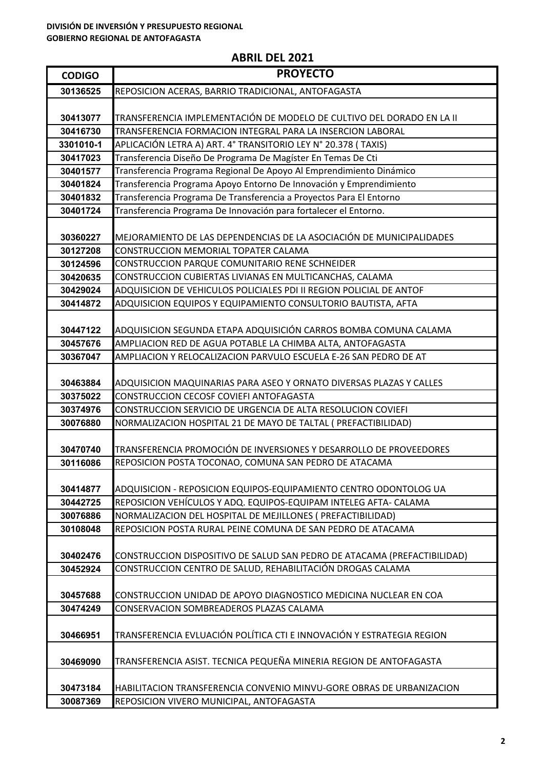**DIVISIÓN DE INVERSIÓN Y PRESUPUESTO REGIONAL**
**GOBIERNO REGIONAL DE ANTOFAGASTA**

## ABRIL DEL 2021

| CODIGO | PROYECTO |
|---|---|
| 30136525 | REPOSICION ACERAS, BARRIO TRADICIONAL, ANTOFAGASTA |
| 30413077 | TRANSFERENCIA IMPLEMENTACIÓN DE MODELO DE CULTIVO DEL DORADO EN LA II |
| 30416730 | TRANSFERENCIA FORMACION INTEGRAL PARA LA INSERCION LABORAL |
| 3301010-1 | APLICACIÓN LETRA A) ART. 4° TRANSITORIO LEY N° 20.378 ( TAXIS) |
| 30417023 | Transferencia Diseño De Programa De Magíster En Temas De Cti |
| 30401577 | Transferencia Programa Regional De Apoyo Al Emprendimiento Dinámico |
| 30401824 | Transferencia Programa Apoyo Entorno De Innovación y Emprendimiento |
| 30401832 | Transferencia Programa De Transferencia a Proyectos Para El Entorno |
| 30401724 | Transferencia Programa De Innovación para fortalecer el Entorno. |
| 30360227 | MEJORAMIENTO DE LAS DEPENDENCIAS DE LA ASOCIACIÓN DE MUNICIPALIDADES |
| 30127208 | CONSTRUCCION MEMORIAL TOPATER CALAMA |
| 30124596 | CONSTRUCCION PARQUE COMUNITARIO RENE SCHNEIDER |
| 30420635 | CONSTRUCCION CUBIERTAS LIVIANAS EN MULTICANCHAS, CALAMA |
| 30429024 | ADQUISICION DE VEHICULOS POLICIALES PDI II REGION POLICIAL DE ANTOF |
| 30414872 | ADQUISICION EQUIPOS Y EQUIPAMIENTO CONSULTORIO BAUTISTA, AFTA |
| 30447122 | ADQUISICION SEGUNDA ETAPA ADQUISICIÓN CARROS BOMBA COMUNA CALAMA |
| 30457676 | AMPLIACION RED DE AGUA POTABLE LA CHIMBA ALTA, ANTOFAGASTA |
| 30367047 | AMPLIACION Y RELOCALIZACION PARVULO ESCUELA E-26 SAN PEDRO DE AT |
| 30463884 | ADQUISICION MAQUINARIAS PARA ASEO Y ORNATO DIVERSAS PLAZAS Y CALLES |
| 30375022 | CONSTRUCCION CECOSF COVIEFI ANTOFAGASTA |
| 30374976 | CONSTRUCCION SERVICIO DE URGENCIA DE ALTA RESOLUCION COVIEFI |
| 30076880 | NORMALIZACION HOSPITAL 21 DE MAYO DE TALTAL ( PREFACTIBILIDAD) |
| 30470740 | TRANSFERENCIA PROMOCIÓN DE INVERSIONES Y DESARROLLO DE PROVEEDORES |
| 30116086 | REPOSICION POSTA TOCONAO, COMUNA SAN PEDRO DE ATACAMA |
| 30414877 | ADQUISICION - REPOSICION EQUIPOS-EQUIPAMIENTO CENTRO ODONTOLOG UA |
| 30442725 | REPOSICION VEHÍCULOS Y ADQ. EQUIPOS-EQUIPAM INTELEG AFTA- CALAMA |
| 30076886 | NORMALIZACION DEL HOSPITAL DE MEJILLONES ( PREFACTIBILIDAD) |
| 30108048 | REPOSICION POSTA RURAL PEINE COMUNA DE SAN PEDRO DE ATACAMA |
| 30402476 | CONSTRUCCION DISPOSITIVO DE SALUD SAN PEDRO DE ATACAMA (PREFACTIBILIDAD) |
| 30452924 | CONSTRUCCION CENTRO DE SALUD, REHABILITACIÓN DROGAS CALAMA |
| 30457688 | CONSTRUCCION UNIDAD DE APOYO DIAGNOSTICO MEDICINA NUCLEAR EN COA |
| 30474249 | CONSERVACION SOMBREADEROS PLAZAS CALAMA |
| 30466951 | TRANSFERENCIA EVLUACIÓN POLÍTICA CTI E INNOVACIÓN Y ESTRATEGIA REGION |
| 30469090 | TRANSFERENCIA ASIST. TECNICA PEQUEÑA MINERIA REGION DE ANTOFAGASTA |
| 30473184 | HABILITACION TRANSFERENCIA CONVENIO MINVU-GORE OBRAS DE URBANIZACION |
| 30087369 | REPOSICION VIVERO MUNICIPAL, ANTOFAGASTA |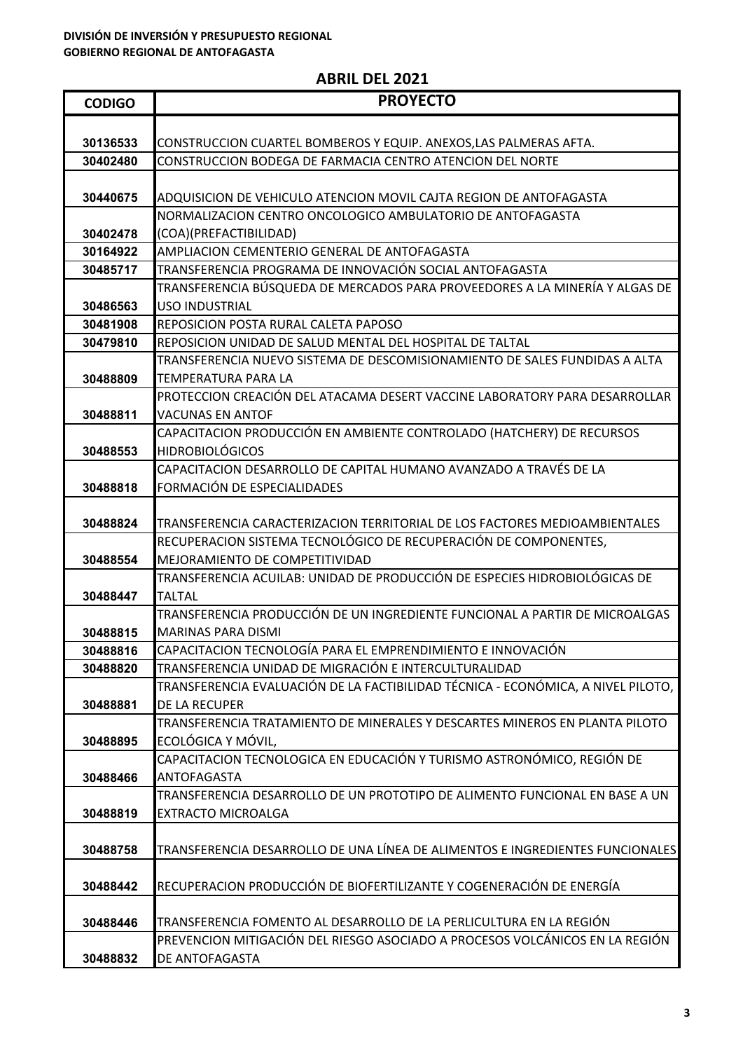**DIVISIÓN DE INVERSIÓN Y PRESUPUESTO REGIONAL**
**GOBIERNO REGIONAL DE ANTOFAGASTA**

## ABRIL DEL 2021

| CODIGO | PROYECTO |
|---|---|
| 30136533 | CONSTRUCCION CUARTEL BOMBEROS Y EQUIP. ANEXOS,LAS PALMERAS AFTA. |
| 30402480 | CONSTRUCCION BODEGA DE FARMACIA CENTRO ATENCION DEL NORTE |
| 30440675 | ADQUISICION DE VEHICULO ATENCION MOVIL CAJTA REGION DE ANTOFAGASTA |
| 30402478 | NORMALIZACION CENTRO ONCOLOGICO AMBULATORIO DE ANTOFAGASTA (COA)(PREFACTIBILIDAD) |
| 30164922 | AMPLIACION CEMENTERIO GENERAL DE ANTOFAGASTA |
| 30485717 | TRANSFERENCIA PROGRAMA DE INNOVACIÓN SOCIAL ANTOFAGASTA |
| 30486563 | TRANSFERENCIA BÚSQUEDA DE MERCADOS PARA PROVEEDORES A LA MINERÍA Y ALGAS DE USO INDUSTRIAL |
| 30481908 | REPOSICION POSTA RURAL CALETA PAPOSO |
| 30479810 | REPOSICION UNIDAD DE SALUD MENTAL DEL HOSPITAL DE TALTAL |
| 30488809 | TRANSFERENCIA NUEVO SISTEMA DE DESCOMISIONAMIENTO DE SALES FUNDIDAS A ALTA TEMPERATURA PARA LA |
| 30488811 | PROTECCION CREACIÓN DEL ATACAMA DESERT VACCINE LABORATORY PARA DESARROLLAR VACUNAS EN ANTOF |
| 30488553 | CAPACITACION PRODUCCIÓN EN AMBIENTE CONTROLADO (HATCHERY) DE RECURSOS HIDROBIOLÓGICOS |
| 30488818 | CAPACITACION DESARROLLO DE CAPITAL HUMANO AVANZADO A TRAVÉS DE LA FORMACIÓN DE ESPECIALIDADES |
| 30488824 | TRANSFERENCIA CARACTERIZACION TERRITORIAL DE LOS FACTORES MEDIOAMBIENTALES |
| 30488554 | RECUPERACION SISTEMA TECNOLÓGICO DE RECUPERACIÓN DE COMPONENTES, MEJORAMIENTO DE COMPETITIVIDAD |
| 30488447 | TRANSFERENCIA ACUILAB: UNIDAD DE PRODUCCIÓN DE ESPECIES HIDROBIOLÓGICAS DE TALTAL |
| 30488815 | TRANSFERENCIA PRODUCCIÓN DE UN INGREDIENTE FUNCIONAL A PARTIR DE MICROALGAS MARINAS PARA DISMI |
| 30488816 | CAPACITACION TECNOLOGÍA PARA EL EMPRENDIMIENTO E INNOVACIÓN |
| 30488820 | TRANSFERENCIA UNIDAD DE MIGRACIÓN E INTERCULTURALIDAD |
| 30488881 | TRANSFERENCIA EVALUACIÓN DE LA FACTIBILIDAD TÉCNICA - ECONÓMICA, A NIVEL PILOTO, DE LA RECUPER |
| 30488895 | TRANSFERENCIA TRATAMIENTO DE MINERALES Y DESCARTES MINEROS EN PLANTA PILOTO ECOLÓGICA Y MÓVIL, |
| 30488466 | CAPACITACION TECNOLOGICA EN EDUCACIÓN Y TURISMO ASTRONÓMICO, REGIÓN DE ANTOFAGASTA |
| 30488819 | TRANSFERENCIA DESARROLLO DE UN PROTOTIPO DE ALIMENTO FUNCIONAL EN BASE A UN EXTRACTO MICROALGA |
| 30488758 | TRANSFERENCIA DESARROLLO DE UNA LÍNEA DE ALIMENTOS E INGREDIENTES FUNCIONALES |
| 30488442 | RECUPERACION PRODUCCIÓN DE BIOFERTILIZANTE Y COGENERACIÓN DE ENERGÍA |
| 30488446 | TRANSFERENCIA FOMENTO AL DESARROLLO DE LA PERLICULTURA EN LA REGIÓN |
| 30488832 | PREVENCION MITIGACIÓN DEL RIESGO ASOCIADO A PROCESOS VOLCÁNICOS EN LA REGIÓN DE ANTOFAGASTA |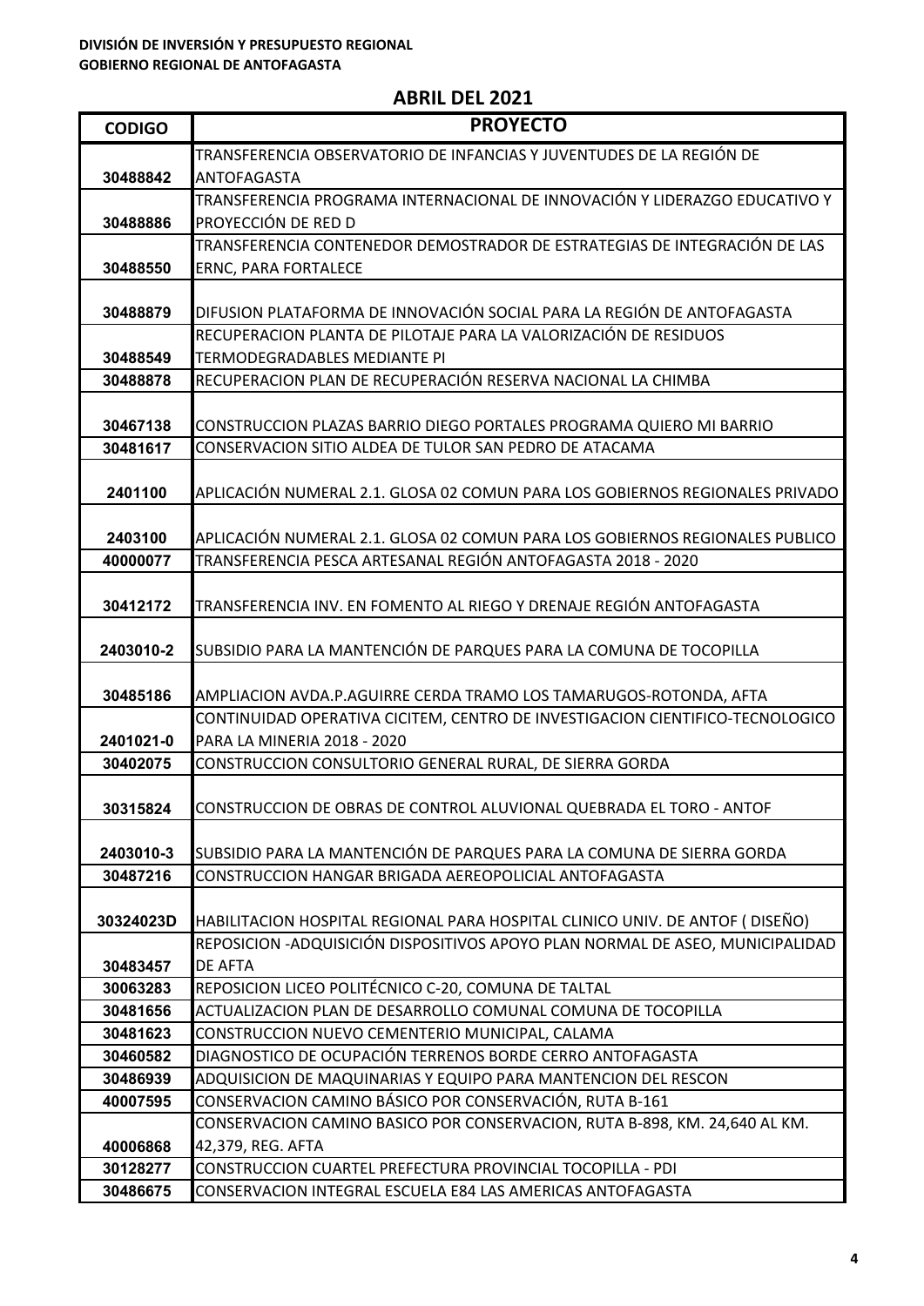**DIVISIÓN DE INVERSIÓN Y PRESUPUESTO REGIONAL**
**GOBIERNO REGIONAL DE ANTOFAGASTA**

## ABRIL DEL 2021

| CODIGO | PROYECTO |
|---|---|
| 30488842 | TRANSFERENCIA OBSERVATORIO DE INFANCIAS Y JUVENTUDES DE LA REGIÓN DE ANTOFAGASTA |
| 30488886 | TRANSFERENCIA PROGRAMA INTERNACIONAL DE INNOVACIÓN Y LIDERAZGO EDUCATIVO Y PROYECCIÓN DE RED D |
| 30488550 | TRANSFERENCIA CONTENEDOR DEMOSTRADOR DE ESTRATEGIAS DE INTEGRACIÓN DE LAS ERNC, PARA FORTALECE |
| 30488879 | DIFUSION PLATAFORMA DE INNOVACIÓN SOCIAL PARA LA REGIÓN DE ANTOFAGASTA |
| 30488549 | RECUPERACION PLANTA DE PILOTAJE PARA LA VALORIZACIÓN DE RESIDUOS TERMODEGRADABLES MEDIANTE PI |
| 30488878 | RECUPERACION PLAN DE RECUPERACIÓN RESERVA NACIONAL LA CHIMBA |
| 30467138 | CONSTRUCCION PLAZAS BARRIO DIEGO PORTALES PROGRAMA QUIERO MI BARRIO |
| 30481617 | CONSERVACION SITIO ALDEA DE TULOR SAN PEDRO DE ATACAMA |
| 2401100 | APLICACIÓN NUMERAL 2.1. GLOSA 02 COMUN PARA LOS GOBIERNOS REGIONALES PRIVADO |
| 2403100 | APLICACIÓN NUMERAL 2.1. GLOSA 02 COMUN PARA LOS GOBIERNOS REGIONALES PUBLICO |
| 40000077 | TRANSFERENCIA PESCA ARTESANAL REGIÓN ANTOFAGASTA 2018 - 2020 |
| 30412172 | TRANSFERENCIA INV. EN FOMENTO AL RIEGO Y DRENAJE REGIÓN ANTOFAGASTA |
| 2403010-2 | SUBSIDIO PARA LA MANTENCIÓN DE PARQUES PARA LA COMUNA DE TOCOPILLA |
| 30485186 | AMPLIACION AVDA.P.AGUIRRE CERDA TRAMO LOS TAMARUGOS-ROTONDA, AFTA |
| 2401021-0 | CONTINUIDAD OPERATIVA CICITEM, CENTRO DE INVESTIGACION CIENTIFICO-TECNOLOGICO PARA LA MINERIA 2018 - 2020 |
| 30402075 | CONSTRUCCION CONSULTORIO GENERAL RURAL, DE SIERRA GORDA |
| 30315824 | CONSTRUCCION DE OBRAS DE CONTROL ALUVIONAL QUEBRADA EL TORO - ANTOF |
| 2403010-3 | SUBSIDIO PARA LA MANTENCIÓN DE PARQUES PARA LA COMUNA DE SIERRA GORDA |
| 30487216 | CONSTRUCCION HANGAR BRIGADA AEREOPOLICIAL ANTOFAGASTA |
| 30324023D | HABILITACION HOSPITAL REGIONAL PARA HOSPITAL CLINICO UNIV. DE ANTOF ( DISEÑO) |
| 30483457 | REPOSICION -ADQUISICIÓN DISPOSITIVOS APOYO PLAN NORMAL DE ASEO, MUNICIPALIDAD DE AFTA |
| 30063283 | REPOSICION LICEO POLITÉCNICO C-20, COMUNA DE TALTAL |
| 30481656 | ACTUALIZACION PLAN DE DESARROLLO COMUNAL COMUNA DE TOCOPILLA |
| 30481623 | CONSTRUCCION NUEVO CEMENTERIO MUNICIPAL, CALAMA |
| 30460582 | DIAGNOSTICO DE OCUPACIÓN TERRENOS BORDE CERRO ANTOFAGASTA |
| 30486939 | ADQUISICION DE MAQUINARIAS Y EQUIPO PARA MANTENCION DEL RESCON |
| 40007595 | CONSERVACION CAMINO BÁSICO POR CONSERVACIÓN, RUTA B-161 |
| 40006868 | CONSERVACION CAMINO BASICO POR CONSERVACION, RUTA B-898, KM. 24,640 AL KM. 42,379, REG. AFTA |
| 30128277 | CONSTRUCCION CUARTEL PREFECTURA PROVINCIAL TOCOPILLA - PDI |
| 30486675 | CONSERVACION INTEGRAL ESCUELA E84 LAS AMERICAS ANTOFAGASTA |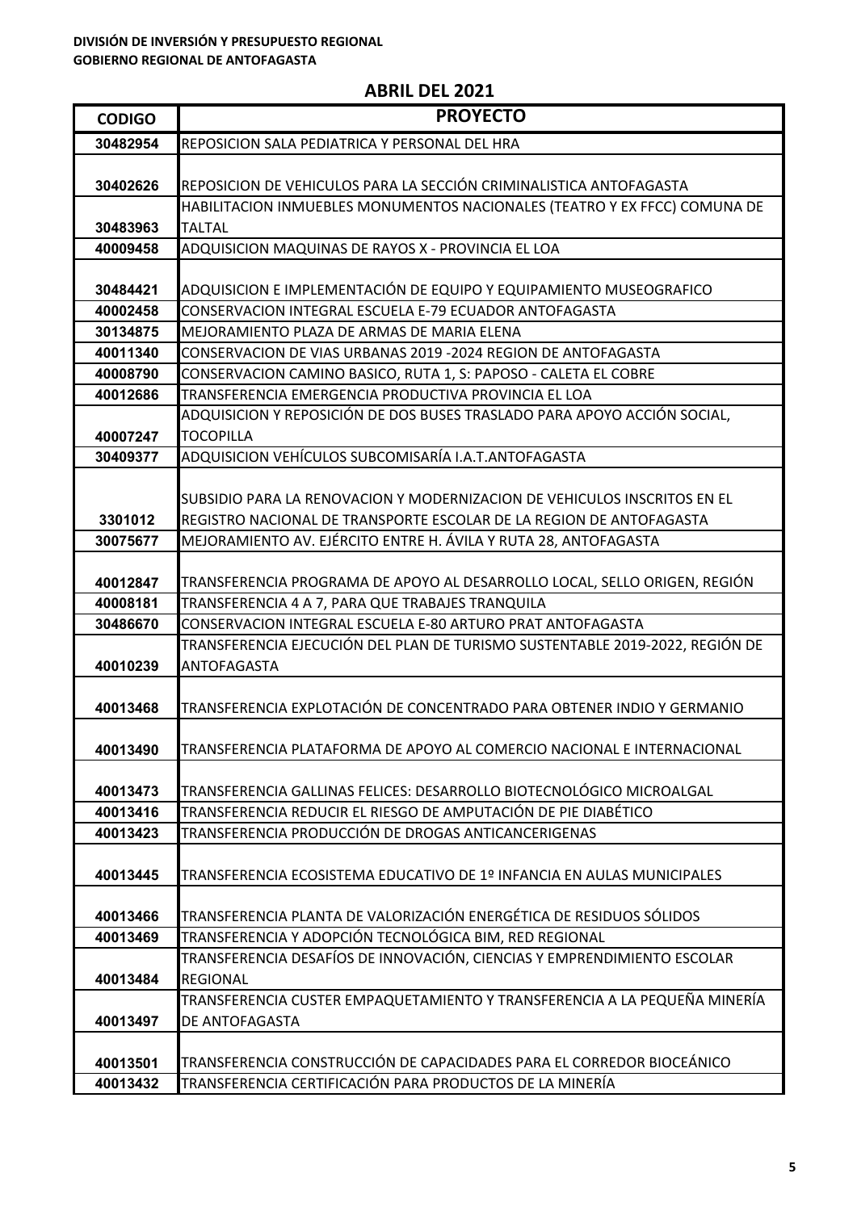**DIVISIÓN DE INVERSIÓN Y PRESUPUESTO REGIONAL**
**GOBIERNO REGIONAL DE ANTOFAGASTA**

## ABRIL DEL 2021

| CODIGO | PROYECTO |
|---|---|
| 30482954 | REPOSICION SALA PEDIATRICA Y PERSONAL DEL HRA |
| 30402626 | REPOSICION DE VEHICULOS PARA LA SECCIÓN CRIMINALISTICA ANTOFAGASTA |
| 30483963 | HABILITACION INMUEBLES MONUMENTOS NACIONALES (TEATRO Y EX FFCC) COMUNA DE TALTAL |
| 40009458 | ADQUISICION MAQUINAS DE RAYOS X - PROVINCIA EL LOA |
| 30484421 | ADQUISICION E IMPLEMENTACIÓN DE EQUIPO Y EQUIPAMIENTO MUSEOGRAFICO |
| 40002458 | CONSERVACION INTEGRAL ESCUELA E-79 ECUADOR ANTOFAGASTA |
| 30134875 | MEJORAMIENTO PLAZA DE ARMAS DE MARIA ELENA |
| 40011340 | CONSERVACION DE VIAS URBANAS 2019 -2024 REGION DE ANTOFAGASTA |
| 40008790 | CONSERVACION CAMINO BASICO, RUTA 1, S: PAPOSO - CALETA EL COBRE |
| 40012686 | TRANSFERENCIA EMERGENCIA PRODUCTIVA PROVINCIA EL LOA |
| 40007247 | ADQUISICION Y REPOSICIÓN DE DOS BUSES TRASLADO PARA APOYO ACCIÓN SOCIAL, TOCOPILLA |
| 30409377 | ADQUISICION VEHÍCULOS SUBCOMISARÍA I.A.T.ANTOFAGASTA |
| 3301012 | SUBSIDIO PARA LA RENOVACION Y MODERNIZACION DE VEHICULOS INSCRITOS EN EL REGISTRO NACIONAL DE TRANSPORTE ESCOLAR DE LA REGION DE ANTOFAGASTA |
| 30075677 | MEJORAMIENTO AV. EJÉRCITO ENTRE H. ÁVILA Y RUTA 28, ANTOFAGASTA |
| 40012847 | TRANSFERENCIA PROGRAMA DE APOYO AL DESARROLLO LOCAL, SELLO ORIGEN, REGIÓN |
| 40008181 | TRANSFERENCIA 4 A 7, PARA QUE TRABAJES TRANQUILA |
| 30486670 | CONSERVACION INTEGRAL ESCUELA E-80 ARTURO PRAT ANTOFAGASTA |
| 40010239 | TRANSFERENCIA EJECUCIÓN DEL PLAN DE TURISMO SUSTENTABLE 2019-2022, REGIÓN DE ANTOFAGASTA |
| 40013468 | TRANSFERENCIA EXPLOTACIÓN DE CONCENTRADO PARA OBTENER INDIO Y GERMANIO |
| 40013490 | TRANSFERENCIA PLATAFORMA DE APOYO AL COMERCIO NACIONAL E INTERNACIONAL |
| 40013473 | TRANSFERENCIA GALLINAS FELICES: DESARROLLO BIOTECNOLÓGICO MICROALGAL |
| 40013416 | TRANSFERENCIA REDUCIR EL RIESGO DE AMPUTACIÓN DE PIE DIABÉTICO |
| 40013423 | TRANSFERENCIA PRODUCCIÓN DE DROGAS ANTICANCERIGENAS |
| 40013445 | TRANSFERENCIA ECOSISTEMA EDUCATIVO DE 1º INFANCIA EN AULAS MUNICIPALES |
| 40013466 | TRANSFERENCIA PLANTA DE VALORIZACIÓN ENERGÉTICA DE RESIDUOS SÓLIDOS |
| 40013469 | TRANSFERENCIA Y ADOPCIÓN TECNOLÓGICA BIM, RED REGIONAL |
| 40013484 | TRANSFERENCIA DESAFÍOS DE INNOVACIÓN, CIENCIAS Y EMPRENDIMIENTO ESCOLAR REGIONAL |
| 40013497 | TRANSFERENCIA CUSTER EMPAQUETAMIENTO Y TRANSFERENCIA A LA PEQUEÑA MINERÍA DE ANTOFAGASTA |
| 40013501 | TRANSFERENCIA CONSTRUCCIÓN DE CAPACIDADES PARA EL CORREDOR BIOCEÁNICO |
| 40013432 | TRANSFERENCIA CERTIFICACIÓN PARA PRODUCTOS DE LA MINERÍA |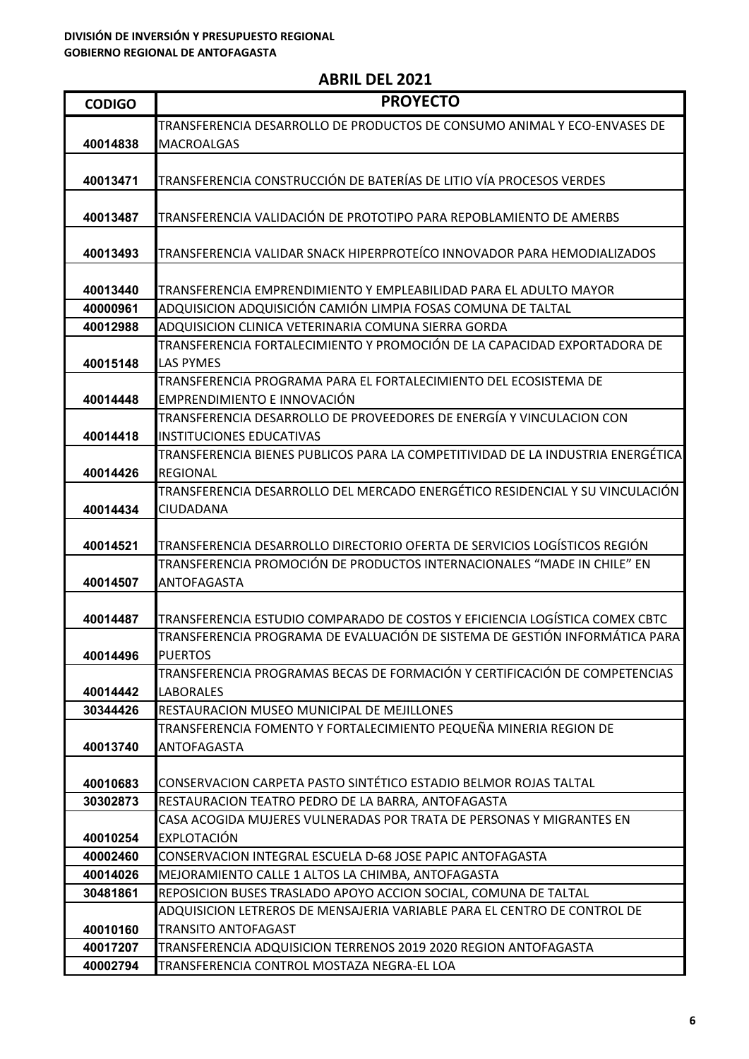**DIVISIÓN DE INVERSIÓN Y PRESUPUESTO REGIONAL**
**GOBIERNO REGIONAL DE ANTOFAGASTA**

## ABRIL DEL 2021

| CODIGO | PROYECTO |
|---|---|
| 40014838 | TRANSFERENCIA DESARROLLO DE PRODUCTOS DE CONSUMO ANIMAL Y ECO-ENVASES DE MACROALGAS |
| 40013471 | TRANSFERENCIA CONSTRUCCIÓN DE BATERÍAS DE LITIO VÍA PROCESOS VERDES |
| 40013487 | TRANSFERENCIA VALIDACIÓN DE PROTOTIPO PARA REPOBLAMIENTO DE AMERBS |
| 40013493 | TRANSFERENCIA VALIDAR SNACK HIPERPROTEÍCO INNOVADOR PARA HEMODIALIZADOS |
| 40013440 | TRANSFERENCIA EMPRENDIMIENTO Y EMPLEABILIDAD PARA EL ADULTO MAYOR |
| 40000961 | ADQUISICION ADQUISICIÓN CAMIÓN LIMPIA FOSAS COMUNA DE TALTAL |
| 40012988 | ADQUISICION CLINICA VETERINARIA COMUNA SIERRA GORDA |
| 40015148 | TRANSFERENCIA FORTALECIMIENTO Y PROMOCIÓN DE LA CAPACIDAD EXPORTADORA DE LAS PYMES |
| 40014448 | TRANSFERENCIA PROGRAMA PARA EL FORTALECIMIENTO DEL ECOSISTEMA DE EMPRENDIMIENTO E INNOVACIÓN |
| 40014418 | TRANSFERENCIA DESARROLLO DE PROVEEDORES DE ENERGÍA Y VINCULACION CON INSTITUCIONES EDUCATIVAS |
| 40014426 | TRANSFERENCIA BIENES PUBLICOS PARA LA COMPETITIVIDAD DE LA INDUSTRIA ENERGÉTICA REGIONAL |
| 40014434 | TRANSFERENCIA DESARROLLO DEL MERCADO ENERGÉTICO RESIDENCIAL Y SU VINCULACIÓN CIUDADANA |
| 40014521 | TRANSFERENCIA DESARROLLO DIRECTORIO OFERTA DE SERVICIOS LOGÍSTICOS REGIÓN |
| 40014507 | TRANSFERENCIA PROMOCIÓN DE PRODUCTOS INTERNACIONALES “MADE IN CHILE” EN ANTOFAGASTA |
| 40014487 | TRANSFERENCIA ESTUDIO COMPARADO DE COSTOS Y EFICIENCIA LOGÍSTICA COMEX CBTC |
| 40014496 | TRANSFERENCIA PROGRAMA DE EVALUACIÓN DE SISTEMA DE GESTIÓN INFORMÁTICA PARA PUERTOS |
| 40014442 | TRANSFERENCIA PROGRAMAS BECAS DE FORMACIÓN Y CERTIFICACIÓN DE COMPETENCIAS LABORALES |
| 30344426 | RESTAURACION MUSEO MUNICIPAL DE MEJILLONES |
| 40013740 | TRANSFERENCIA FOMENTO Y FORTALECIMIENTO PEQUEÑA MINERIA REGION DE ANTOFAGASTA |
| 40010683 | CONSERVACION CARPETA PASTO SINTÉTICO ESTADIO BELMOR ROJAS TALTAL |
| 30302873 | RESTAURACION TEATRO PEDRO DE LA BARRA, ANTOFAGASTA |
| 40010254 | CASA ACOGIDA MUJERES VULNERADAS POR TRATA DE PERSONAS Y MIGRANTES EN EXPLOTACIÓN |
| 40002460 | CONSERVACION INTEGRAL ESCUELA D-68 JOSE PAPIC ANTOFAGASTA |
| 40014026 | MEJORAMIENTO CALLE 1 ALTOS LA CHIMBA, ANTOFAGASTA |
| 30481861 | REPOSICION BUSES TRASLADO APOYO ACCION SOCIAL, COMUNA DE TALTAL |
| 40010160 | ADQUISICION LETREROS DE MENSAJERIA VARIABLE PARA EL CENTRO DE CONTROL DE TRANSITO ANTOFAGAST |
| 40017207 | TRANSFERENCIA ADQUISICION TERRENOS 2019 2020 REGION ANTOFAGASTA |
| 40002794 | TRANSFERENCIA CONTROL MOSTAZA NEGRA-EL LOA |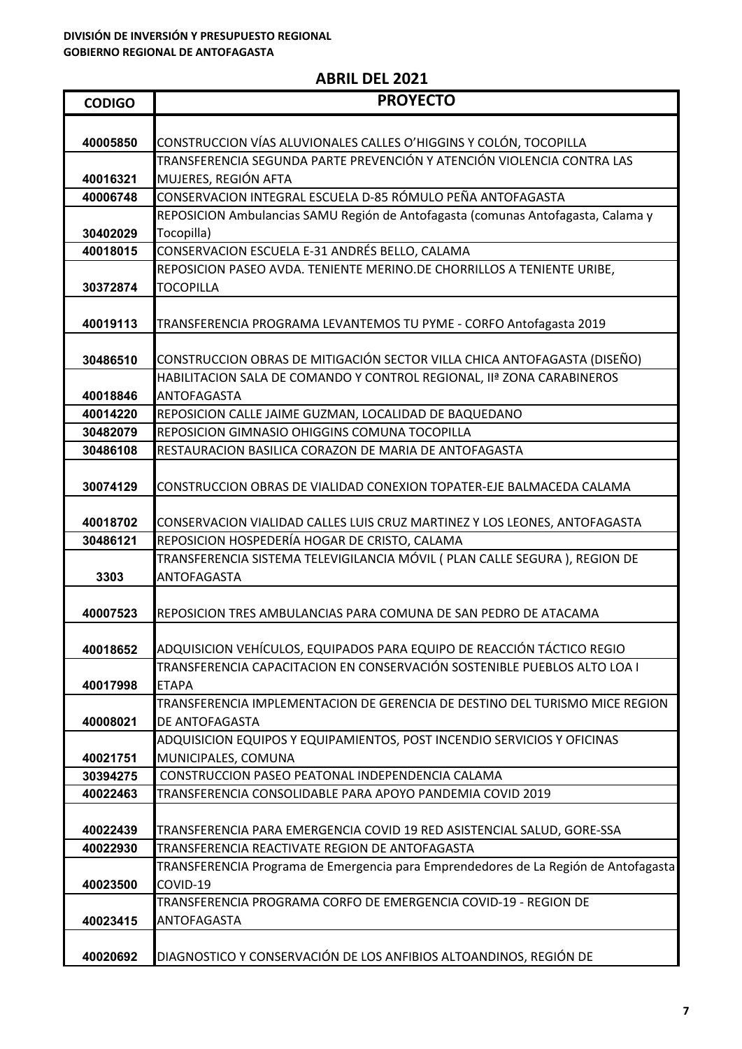**DIVISIÓN DE INVERSIÓN Y PRESUPUESTO REGIONAL**
**GOBIERNO REGIONAL DE ANTOFAGASTA**

## ABRIL DEL 2021

| CODIGO | PROYECTO |
|---|---|
| 40005850 | CONSTRUCCION VÍAS ALUVIONALES CALLES O'HIGGINS Y COLÓN, TOCOPILLA |
| 40016321 | TRANSFERENCIA SEGUNDA PARTE PREVENCIÓN Y ATENCIÓN VIOLENCIA CONTRA LAS MUJERES, REGIÓN AFTA |
| 40006748 | CONSERVACION INTEGRAL ESCUELA D-85 RÓMULO PEÑA ANTOFAGASTA |
| 30402029 | REPOSICION Ambulancias SAMU Región de Antofagasta (comunas Antofagasta, Calama y Tocopilla) |
| 40018015 | CONSERVACION ESCUELA E-31 ANDRÉS BELLO, CALAMA |
| 30372874 | REPOSICION PASEO AVDA. TENIENTE MERINO.DE CHORRILLOS A TENIENTE URIBE, TOCOPILLA |
| 40019113 | TRANSFERENCIA PROGRAMA LEVANTEMOS TU PYME - CORFO Antofagasta 2019 |
| 30486510 | CONSTRUCCION OBRAS DE MITIGACIÓN SECTOR VILLA CHICA ANTOFAGASTA (DISEÑO) |
| 40018846 | HABILITACION SALA DE COMANDO Y CONTROL REGIONAL, IIª ZONA CARABINEROS ANTOFAGASTA |
| 40014220 | REPOSICION CALLE JAIME GUZMAN, LOCALIDAD DE BAQUEDANO |
| 30482079 | REPOSICION GIMNASIO OHIGGINS COMUNA TOCOPILLA |
| 30486108 | RESTAURACION BASILICA CORAZON DE MARIA DE ANTOFAGASTA |
| 30074129 | CONSTRUCCION OBRAS DE VIALIDAD CONEXION TOPATER-EJE BALMACEDA CALAMA |
| 40018702 | CONSERVACION VIALIDAD CALLES LUIS CRUZ MARTINEZ Y LOS LEONES, ANTOFAGASTA |
| 30486121 | REPOSICION HOSPEDERÍA HOGAR DE CRISTO, CALAMA |
| 3303 | TRANSFERENCIA SISTEMA TELEVIGILANCIA MÓVIL ( PLAN CALLE SEGURA ), REGION DE ANTOFAGASTA |
| 40007523 | REPOSICION TRES AMBULANCIAS PARA COMUNA DE SAN PEDRO DE ATACAMA |
| 40018652 | ADQUISICION VEHÍCULOS, EQUIPADOS PARA EQUIPO DE REACCIÓN TÁCTICO REGIO |
| 40017998 | TRANSFERENCIA CAPACITACION EN CONSERVACIÓN SOSTENIBLE PUEBLOS ALTO LOA I ETAPA |
| 40008021 | TRANSFERENCIA IMPLEMENTACION DE GERENCIA DE DESTINO DEL TURISMO MICE REGION DE ANTOFAGASTA |
| 40021751 | ADQUISICION EQUIPOS Y EQUIPAMIENTOS, POST INCENDIO SERVICIOS Y OFICINAS MUNICIPALES, COMUNA |
| 30394275 | CONSTRUCCION PASEO PEATONAL INDEPENDENCIA CALAMA |
| 40022463 | TRANSFERENCIA CONSOLIDABLE PARA APOYO PANDEMIA COVID 2019 |
| 40022439 | TRANSFERENCIA PARA EMERGENCIA COVID 19 RED ASISTENCIAL SALUD, GORE-SSA |
| 40022930 | TRANSFERENCIA REACTIVATE REGION DE ANTOFAGASTA |
| 40023500 | TRANSFERENCIA Programa de Emergencia para Emprendedores de La Región de Antofagasta COVID-19 |
| 40023415 | TRANSFERENCIA PROGRAMA CORFO DE EMERGENCIA COVID-19 - REGION DE ANTOFAGASTA |
| 40020692 | DIAGNOSTICO Y CONSERVACIÓN DE LOS ANFIBIOS ALTOANDINOS, REGIÓN DE |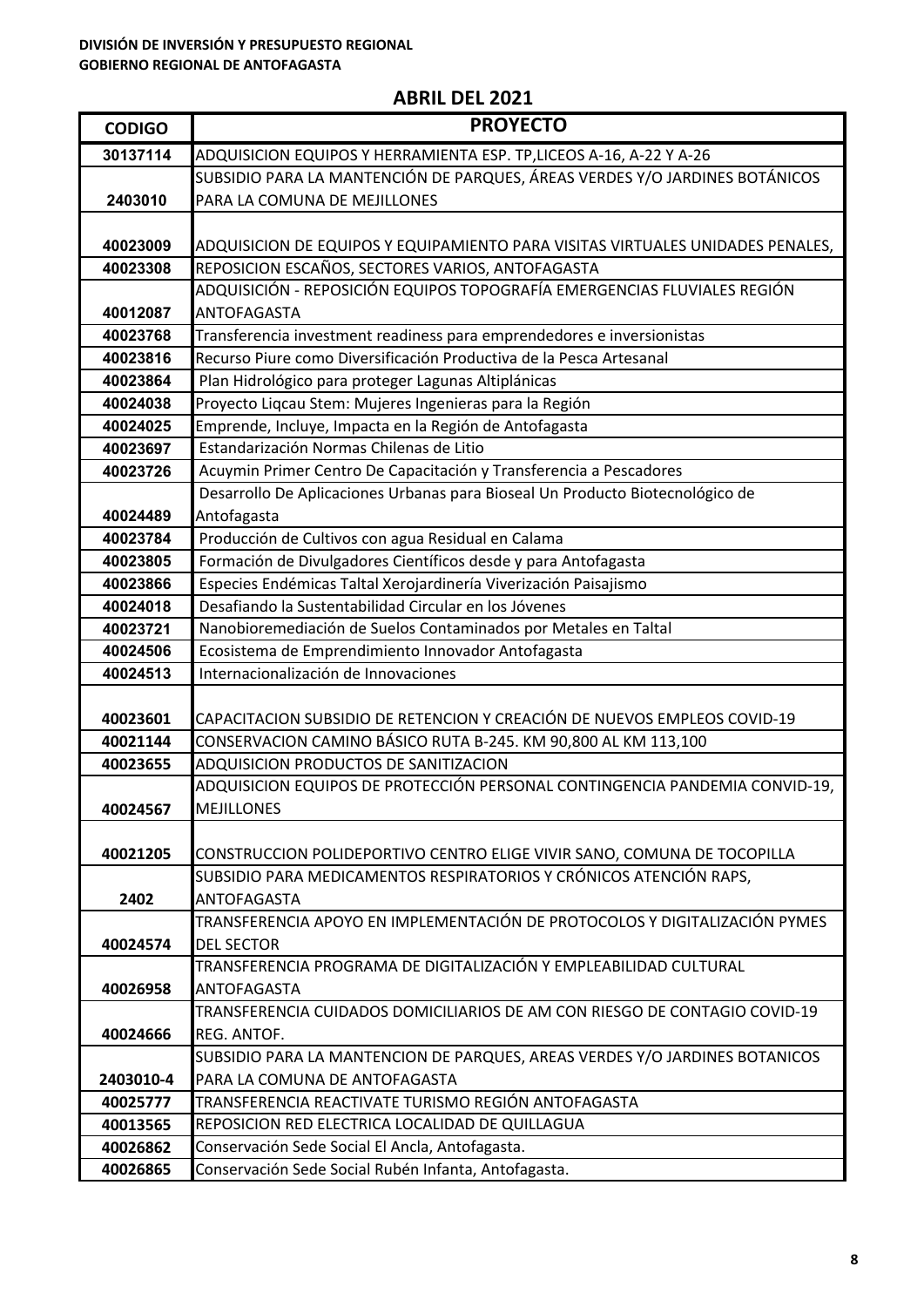DIVISIÓN DE INVERSIÓN Y PRESUPUESTO REGIONAL
GOBIERNO REGIONAL DE ANTOFAGASTA

## ABRIL DEL 2021

| CODIGO | PROYECTO |
|---|---|
| 30137114 | ADQUISICION EQUIPOS Y HERRAMIENTA ESP. TP,LICEOS A-16, A-22 Y A-26 |
| 2403010 | SUBSIDIO PARA LA MANTENCIÓN DE PARQUES, ÁREAS VERDES Y/O JARDINES BOTÁNICOS PARA LA COMUNA DE MEJILLONES |
| 40023009 | ADQUISICION DE EQUIPOS Y EQUIPAMIENTO PARA VISITAS VIRTUALES UNIDADES PENALES, |
| 40023308 | REPOSICION ESCAÑOS, SECTORES VARIOS, ANTOFAGASTA |
| 40012087 | ADQUISICIÓN - REPOSICIÓN EQUIPOS TOPOGRAFÍA EMERGENCIAS FLUVIALES REGIÓN ANTOFAGASTA |
| 40023768 | Transferencia investment readiness para emprendedores e inversionistas |
| 40023816 | Recurso Piure como Diversificación Productiva de la Pesca Artesanal |
| 40023864 | Plan Hidrológico para proteger Lagunas Altiplánicas |
| 40024038 | Proyecto Liqcau Stem: Mujeres Ingenieras para la Región |
| 40024025 | Emprende, Incluye, Impacta en la Región de Antofagasta |
| 40023697 | Estandarización Normas Chilenas de Litio |
| 40023726 | Acuymin Primer Centro De Capacitación y Transferencia a Pescadores |
| 40024489 | Desarrollo De Aplicaciones Urbanas para Bioseal Un Producto Biotecnológico de Antofagasta |
| 40023784 | Producción de Cultivos con agua Residual en Calama |
| 40023805 | Formación de Divulgadores Científicos desde y para Antofagasta |
| 40023866 | Especies Endémicas Taltal Xerojardinería Viverización Paisajismo |
| 40024018 | Desafiando la Sustentabilidad Circular en los Jóvenes |
| 40023721 | Nanobioremediación de Suelos Contaminados por Metales en Taltal |
| 40024506 | Ecosistema de Emprendimiento Innovador Antofagasta |
| 40024513 | Internacionalización de Innovaciones |
| 40023601 | CAPACITACION SUBSIDIO DE RETENCION Y CREACIÓN DE NUEVOS EMPLEOS COVID-19 |
| 40021144 | CONSERVACION CAMINO BÁSICO RUTA B-245. KM 90,800 AL KM 113,100 |
| 40023655 | ADQUISICION PRODUCTOS DE SANITIZACION |
| 40024567 | ADQUISICION EQUIPOS DE PROTECCIÓN PERSONAL CONTINGENCIA PANDEMIA CONVID-19, MEJILLONES |
| 40021205 | CONSTRUCCION POLIDEPORTIVO CENTRO ELIGE VIVIR SANO, COMUNA DE TOCOPILLA |
| 2402 | SUBSIDIO PARA MEDICAMENTOS RESPIRATORIOS Y CRÓNICOS ATENCIÓN RAPS, ANTOFAGASTA |
| 40024574 | TRANSFERENCIA APOYO EN IMPLEMENTACIÓN DE PROTOCOLOS Y DIGITALIZACIÓN PYMES DEL SECTOR |
| 40026958 | TRANSFERENCIA PROGRAMA DE DIGITALIZACIÓN Y EMPLEABILIDAD CULTURAL ANTOFAGASTA |
| 40024666 | TRANSFERENCIA CUIDADOS DOMICILIARIOS DE AM CON RIESGO DE CONTAGIO COVID-19 REG. ANTOF. |
| 2403010-4 | SUBSIDIO PARA LA MANTENCION DE PARQUES, AREAS VERDES Y/O JARDINES BOTANICOS PARA LA COMUNA DE ANTOFAGASTA |
| 40025777 | TRANSFERENCIA REACTIVATE TURISMO REGIÓN ANTOFAGASTA |
| 40013565 | REPOSICION RED ELECTRICA LOCALIDAD DE QUILLAGUA |
| 40026862 | Conservación Sede Social El Ancla, Antofagasta. |
| 40026865 | Conservación Sede Social Rubén Infanta, Antofagasta. |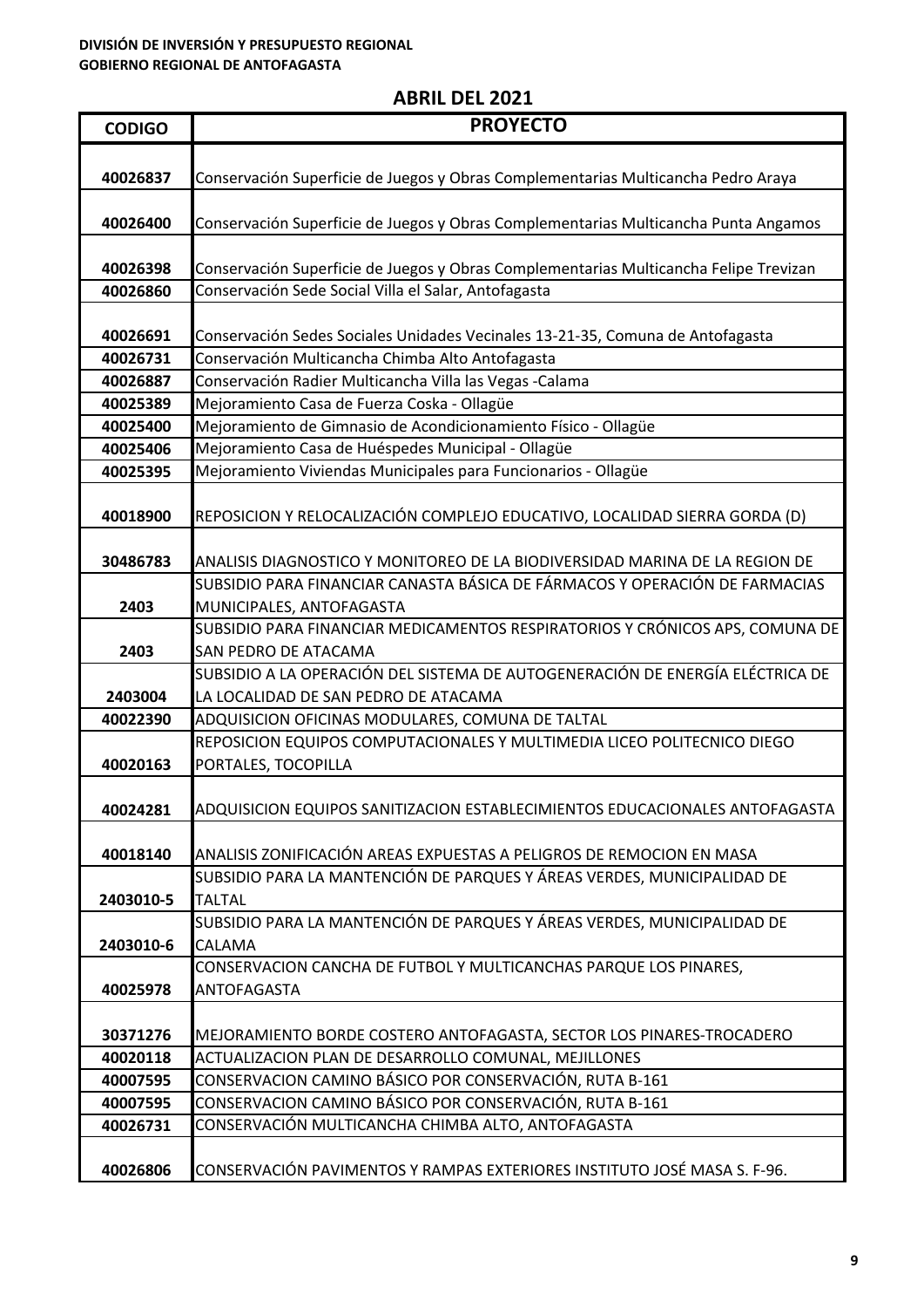**DIVISIÓN DE INVERSIÓN Y PRESUPUESTO REGIONAL**
**GOBIERNO REGIONAL DE ANTOFAGASTA**

## ABRIL DEL 2021

| CODIGO | PROYECTO |
|---|---|
| 40026837 | Conservación Superficie de Juegos y Obras Complementarias Multicancha Pedro Araya |
| 40026400 | Conservación Superficie de Juegos y Obras Complementarias Multicancha Punta Angamos |
| 40026398 | Conservación Superficie de Juegos y Obras Complementarias Multicancha Felipe Trevizan |
| 40026860 | Conservación Sede Social Villa el Salar, Antofagasta |
| 40026691 | Conservación Sedes Sociales Unidades Vecinales 13-21-35, Comuna de Antofagasta |
| 40026731 | Conservación Multicancha Chimba Alto Antofagasta |
| 40026887 | Conservación Radier Multicancha Villa las Vegas -Calama |
| 40025389 | Mejoramiento Casa de Fuerza Coska - Ollagüe |
| 40025400 | Mejoramiento de Gimnasio de Acondicionamiento Físico - Ollagüe |
| 40025406 | Mejoramiento Casa de Huéspedes Municipal - Ollagüe |
| 40025395 | Mejoramiento Viviendas Municipales para Funcionarios - Ollagüe |
| 40018900 | REPOSICION Y RELOCALIZACIÓN COMPLEJO EDUCATIVO, LOCALIDAD SIERRA GORDA (D) |
| 30486783 | ANALISIS DIAGNOSTICO Y MONITOREO DE LA BIODIVERSIDAD MARINA DE LA REGION DE |
| 2403 | SUBSIDIO PARA FINANCIAR CANASTA BÁSICA DE FÁRMACOS Y OPERACIÓN DE FARMACIAS MUNICIPALES, ANTOFAGASTA |
| 2403 | SUBSIDIO PARA FINANCIAR MEDICAMENTOS RESPIRATORIOS Y CRÓNICOS APS, COMUNA DE SAN PEDRO DE ATACAMA |
| 2403004 | SUBSIDIO A LA OPERACIÓN DEL SISTEMA DE AUTOGENERACIÓN DE ENERGÍA ELÉCTRICA DE LA LOCALIDAD DE SAN PEDRO DE ATACAMA |
| 40022390 | ADQUISICION OFICINAS MODULARES, COMUNA DE TALTAL |
| 40020163 | REPOSICION EQUIPOS COMPUTACIONALES Y MULTIMEDIA LICEO POLITECNICO DIEGO PORTALES, TOCOPILLA |
| 40024281 | ADQUISICION EQUIPOS SANITIZACION ESTABLECIMIENTOS EDUCACIONALES ANTOFAGASTA |
| 40018140 | ANALISIS ZONIFICACIÓN AREAS EXPUESTAS A PELIGROS DE REMOCION EN MASA |
| 2403010-5 | SUBSIDIO PARA LA MANTENCIÓN DE PARQUES Y ÁREAS VERDES, MUNICIPALIDAD DE TALTAL |
| 2403010-6 | SUBSIDIO PARA LA MANTENCIÓN DE PARQUES Y ÁREAS VERDES, MUNICIPALIDAD DE CALAMA |
| 40025978 | CONSERVACION CANCHA DE FUTBOL Y MULTICANCHAS PARQUE LOS PINARES, ANTOFAGASTA |
| 30371276 | MEJORAMIENTO BORDE COSTERO ANTOFAGASTA, SECTOR LOS PINARES-TROCADERO |
| 40020118 | ACTUALIZACION PLAN DE DESARROLLO COMUNAL, MEJILLONES |
| 40007595 | CONSERVACION CAMINO BÁSICO POR CONSERVACIÓN, RUTA B-161 |
| 40007595 | CONSERVACION CAMINO BÁSICO POR CONSERVACIÓN, RUTA B-161 |
| 40026731 | CONSERVACIÓN MULTICANCHA CHIMBA ALTO, ANTOFAGASTA |
| 40026806 | CONSERVACIÓN PAVIMENTOS Y RAMPAS EXTERIORES INSTITUTO JOSÉ MASA S. F-96. |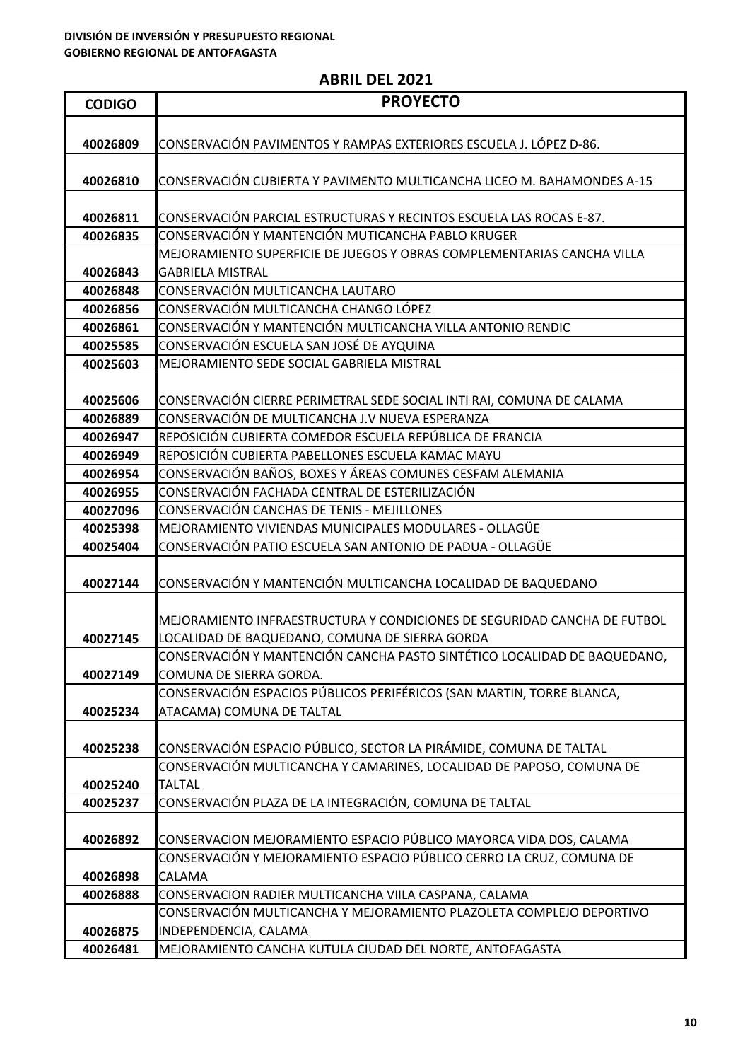**DIVISIÓN DE INVERSIÓN Y PRESUPUESTO REGIONAL**
**GOBIERNO REGIONAL DE ANTOFAGASTA**

## ABRIL DEL 2021

| CODIGO | PROYECTO |
|---|---|
| 40026809 | CONSERVACIÓN PAVIMENTOS Y RAMPAS EXTERIORES ESCUELA J. LÓPEZ D-86. |
| 40026810 | CONSERVACIÓN CUBIERTA Y PAVIMENTO MULTICANCHA LICEO M. BAHAMONDES A-15 |
| 40026811 | CONSERVACIÓN PARCIAL ESTRUCTURAS Y RECINTOS ESCUELA LAS ROCAS E-87. |
| 40026835 | CONSERVACIÓN Y MANTENCIÓN MUTICANCHA PABLO KRUGER |
| 40026843 | MEJORAMIENTO SUPERFICIE DE JUEGOS Y OBRAS COMPLEMENTARIAS CANCHA VILLA GABRIELA MISTRAL |
| 40026848 | CONSERVACIÓN MULTICANCHA LAUTARO |
| 40026856 | CONSERVACIÓN MULTICANCHA CHANGO LÓPEZ |
| 40026861 | CONSERVACIÓN Y MANTENCIÓN MULTICANCHA VILLA ANTONIO RENDIC |
| 40025585 | CONSERVACIÓN ESCUELA SAN JOSÉ DE AYQUINA |
| 40025603 | MEJORAMIENTO SEDE SOCIAL GABRIELA MISTRAL |
| 40025606 | CONSERVACIÓN CIERRE PERIMETRAL SEDE SOCIAL INTI RAI, COMUNA DE CALAMA |
| 40026889 | CONSERVACIÓN DE MULTICANCHA J.V NUEVA ESPERANZA |
| 40026947 | REPOSICIÓN CUBIERTA COMEDOR ESCUELA REPÚBLICA DE FRANCIA |
| 40026949 | REPOSICIÓN CUBIERTA PABELLONES ESCUELA KAMAC MAYU |
| 40026954 | CONSERVACIÓN BAÑOS, BOXES Y ÁREAS COMUNES CESFAM ALEMANIA |
| 40026955 | CONSERVACIÓN FACHADA CENTRAL DE ESTERILIZACIÓN |
| 40027096 | CONSERVACIÓN CANCHAS DE TENIS - MEJILLONES |
| 40025398 | MEJORAMIENTO VIVIENDAS MUNICIPALES MODULARES - OLLAGÜE |
| 40025404 | CONSERVACIÓN PATIO ESCUELA SAN ANTONIO DE PADUA - OLLAGÜE |
| 40027144 | CONSERVACIÓN Y MANTENCIÓN MULTICANCHA LOCALIDAD DE BAQUEDANO |
| 40027145 | MEJORAMIENTO INFRAESTRUCTURA Y CONDICIONES DE SEGURIDAD CANCHA DE FUTBOL LOCALIDAD DE BAQUEDANO, COMUNA DE SIERRA GORDA |
| 40027149 | CONSERVACIÓN Y MANTENCIÓN CANCHA PASTO SINTÉTICO LOCALIDAD DE BAQUEDANO, COMUNA DE SIERRA GORDA. |
| 40025234 | CONSERVACIÓN ESPACIOS PÚBLICOS PERIFÉRICOS (SAN MARTIN, TORRE BLANCA, ATACAMA) COMUNA DE TALTAL |
| 40025238 | CONSERVACIÓN ESPACIO PÚBLICO, SECTOR LA PIRÁMIDE, COMUNA DE TALTAL |
| 40025240 | CONSERVACIÓN MULTICANCHA Y CAMARINES, LOCALIDAD DE PAPOSO, COMUNA DE TALTAL |
| 40025237 | CONSERVACIÓN PLAZA DE LA INTEGRACIÓN, COMUNA DE TALTAL |
| 40026892 | CONSERVACION MEJORAMIENTO ESPACIO PÚBLICO MAYORCA VIDA DOS, CALAMA |
| 40026898 | CONSERVACIÓN Y MEJORAMIENTO ESPACIO PÚBLICO CERRO LA CRUZ, COMUNA DE CALAMA |
| 40026888 | CONSERVACION RADIER MULTICANCHA VIILA CASPANA, CALAMA |
| 40026875 | CONSERVACIÓN MULTICANCHA Y MEJORAMIENTO PLAZOLETA COMPLEJO DEPORTIVO INDEPENDENCIA, CALAMA |
| 40026481 | MEJORAMIENTO CANCHA KUTULA CIUDAD DEL NORTE, ANTOFAGASTA |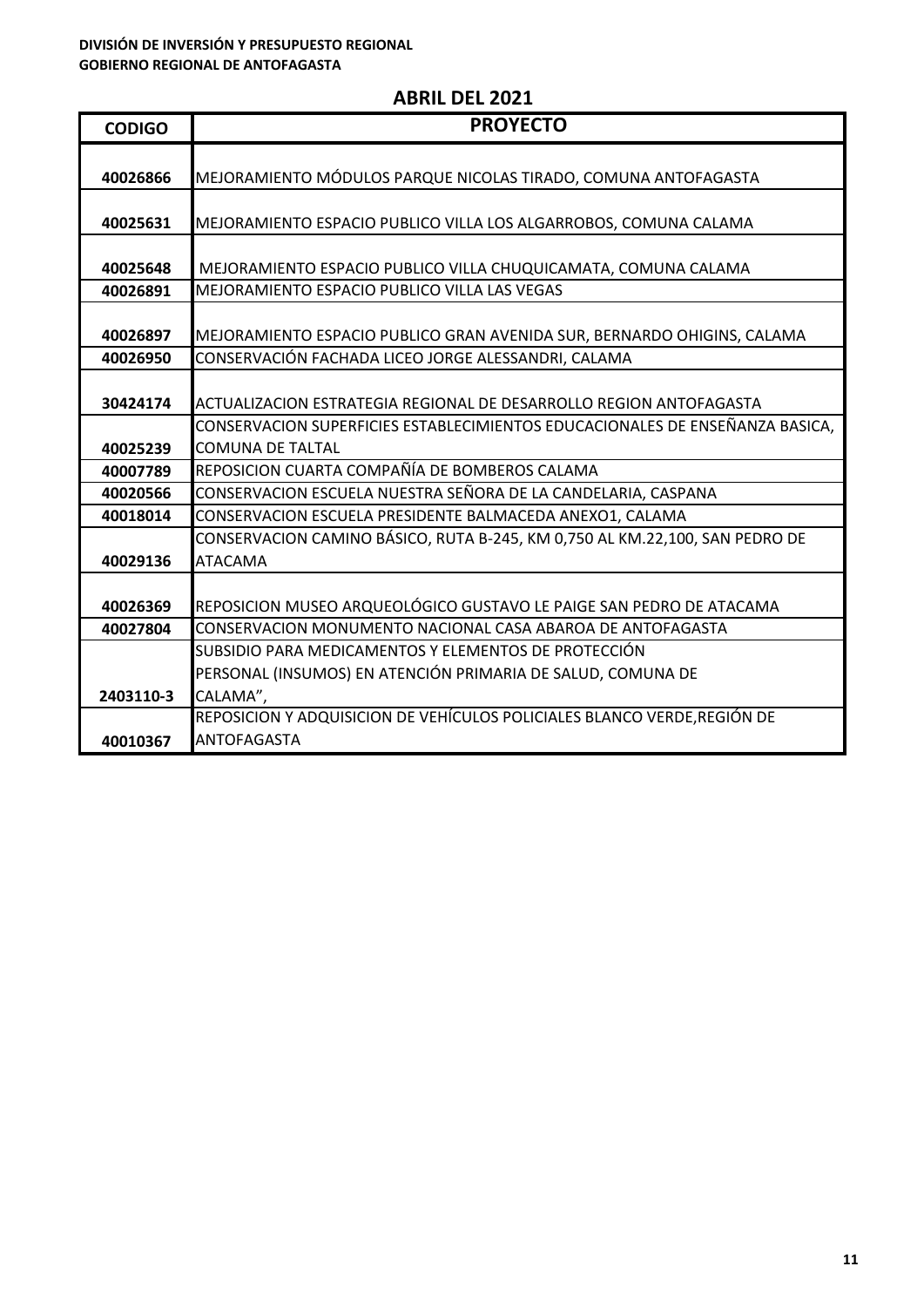**DIVISIÓN DE INVERSIÓN Y PRESUPUESTO REGIONAL**
**GOBIERNO REGIONAL DE ANTOFAGASTA**

## ABRIL DEL 2021

| CODIGO | PROYECTO |
|---|---|
| 40026866 | MEJORAMIENTO MÓDULOS PARQUE NICOLAS TIRADO, COMUNA ANTOFAGASTA |
| 40025631 | MEJORAMIENTO ESPACIO PUBLICO VILLA LOS ALGARROBOS, COMUNA CALAMA |
| 40025648 | MEJORAMIENTO ESPACIO PUBLICO VILLA CHUQUICAMATA, COMUNA CALAMA |
| 40026891 | MEJORAMIENTO ESPACIO PUBLICO VILLA LAS VEGAS |
| 40026897 | MEJORAMIENTO ESPACIO PUBLICO GRAN AVENIDA SUR, BERNARDO OHIGINS, CALAMA |
| 40026950 | CONSERVACIÓN FACHADA LICEO JORGE ALESSANDRI, CALAMA |
| 30424174 | ACTUALIZACION ESTRATEGIA REGIONAL DE DESARROLLO REGION ANTOFAGASTA |
| 40025239 | CONSERVACION SUPERFICIES ESTABLECIMIENTOS EDUCACIONALES DE ENSEÑANZA BASICA, COMUNA DE TALTAL |
| 40007789 | REPOSICION CUARTA COMPAÑÍA DE BOMBEROS CALAMA |
| 40020566 | CONSERVACION ESCUELA NUESTRA SEÑORA DE LA CANDELARIA, CASPANA |
| 40018014 | CONSERVACION ESCUELA PRESIDENTE BALMACEDA ANEXO1, CALAMA |
| 40029136 | CONSERVACION CAMINO BÁSICO, RUTA B-245, KM 0,750 AL KM.22,100, SAN PEDRO DE ATACAMA |
| 40026369 | REPOSICION MUSEO ARQUEOLÓGICO GUSTAVO LE PAIGE SAN PEDRO DE ATACAMA |
| 40027804 | CONSERVACION MONUMENTO NACIONAL CASA ABAROA DE ANTOFAGASTA |
| 2403110-3 | SUBSIDIO PARA MEDICAMENTOS Y ELEMENTOS DE PROTECCIÓN PERSONAL (INSUMOS) EN ATENCIÓN PRIMARIA DE SALUD, COMUNA DE CALAMA", |
| 40010367 | REPOSICION Y ADQUISICION DE VEHÍCULOS POLICIALES BLANCO VERDE,REGIÓN DE ANTOFAGASTA |